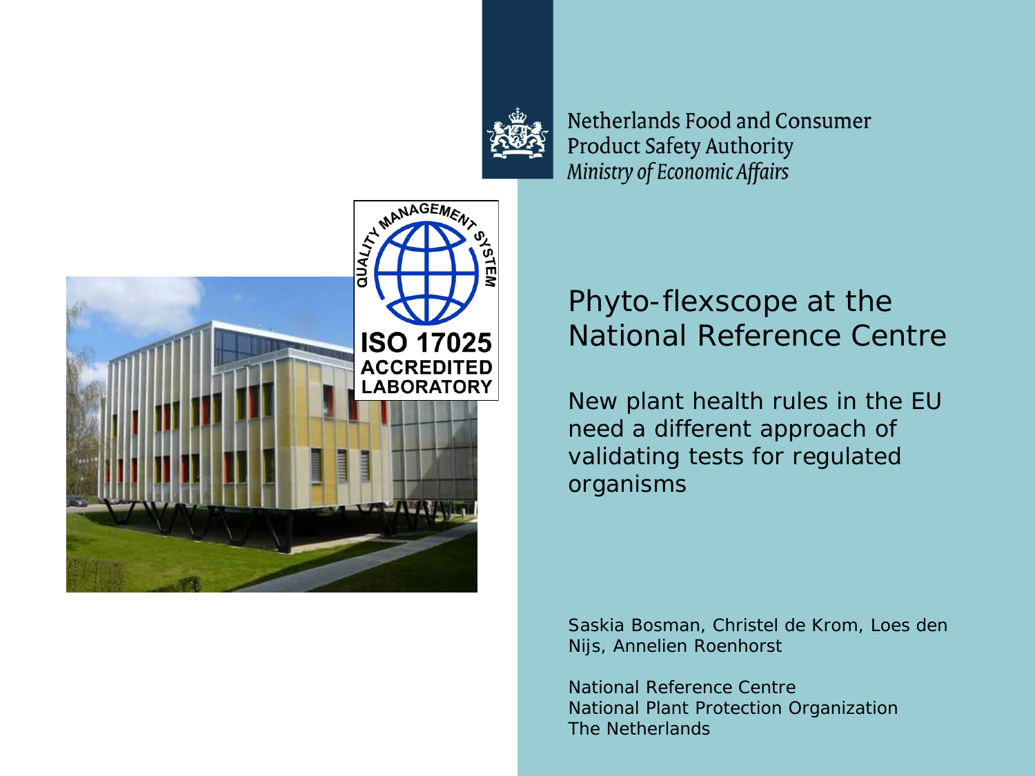Netherlands Food and Consumer Product Safety Authority
*Ministry of Economic Affairs*

QUALITY MANAGEMENT SYSTEM
ISO 17025
ACCREDITED
LABORATORY

# Phyto-flexscope at the National Reference Centre

## New plant health rules in the EU need a different approach of validating tests for regulated organisms

Saskia Bosman, Christel de Krom, Loes den Nijs, Annelien Roenhorst

National Reference Centre
National Plant Protection Organization
The Netherlands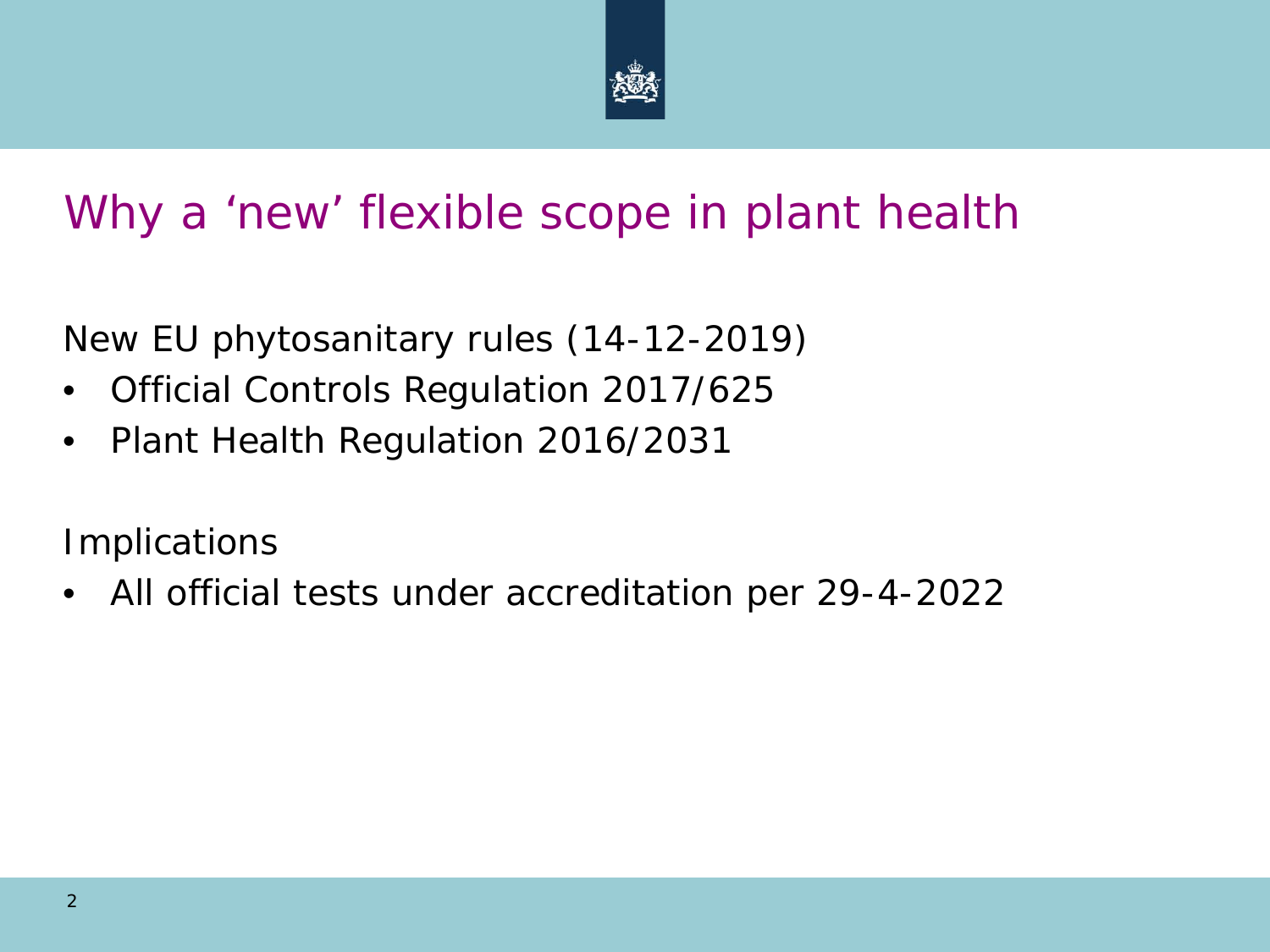# Why a ‘new’ flexible scope in plant health

New EU phytosanitary rules (14-12-2019)

- Official Controls Regulation 2017/625
- Plant Health Regulation 2016/2031

Implications

- All official tests under accreditation per 29-4-2022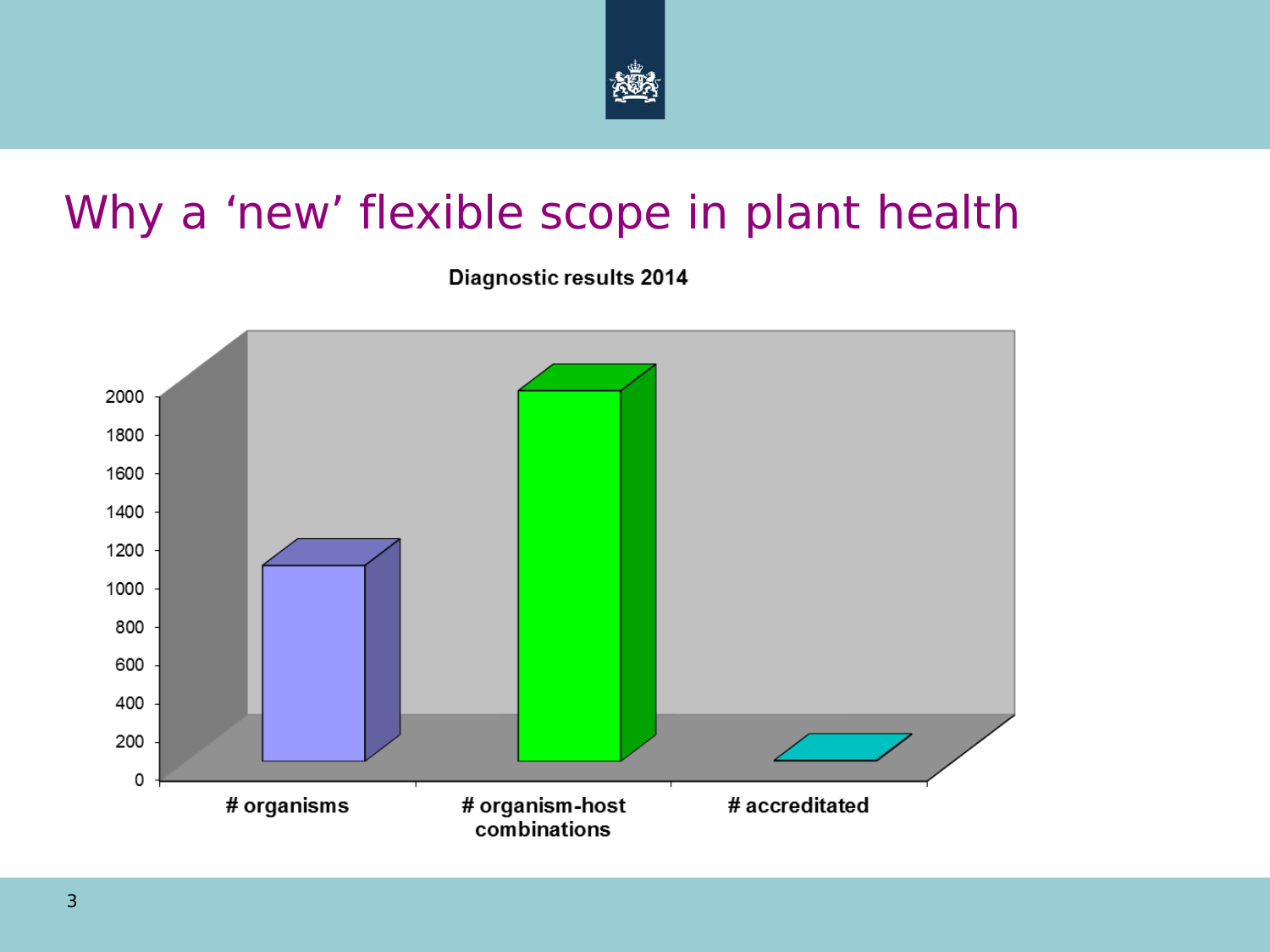# Why a 'new' flexible scope in plant health

**Diagnostic results 2014**

| | # organisms | # organism-host combinations | # accreditated |
|---|---|---|---|
| Value (approx.) | 1000 | 1900 | 0 |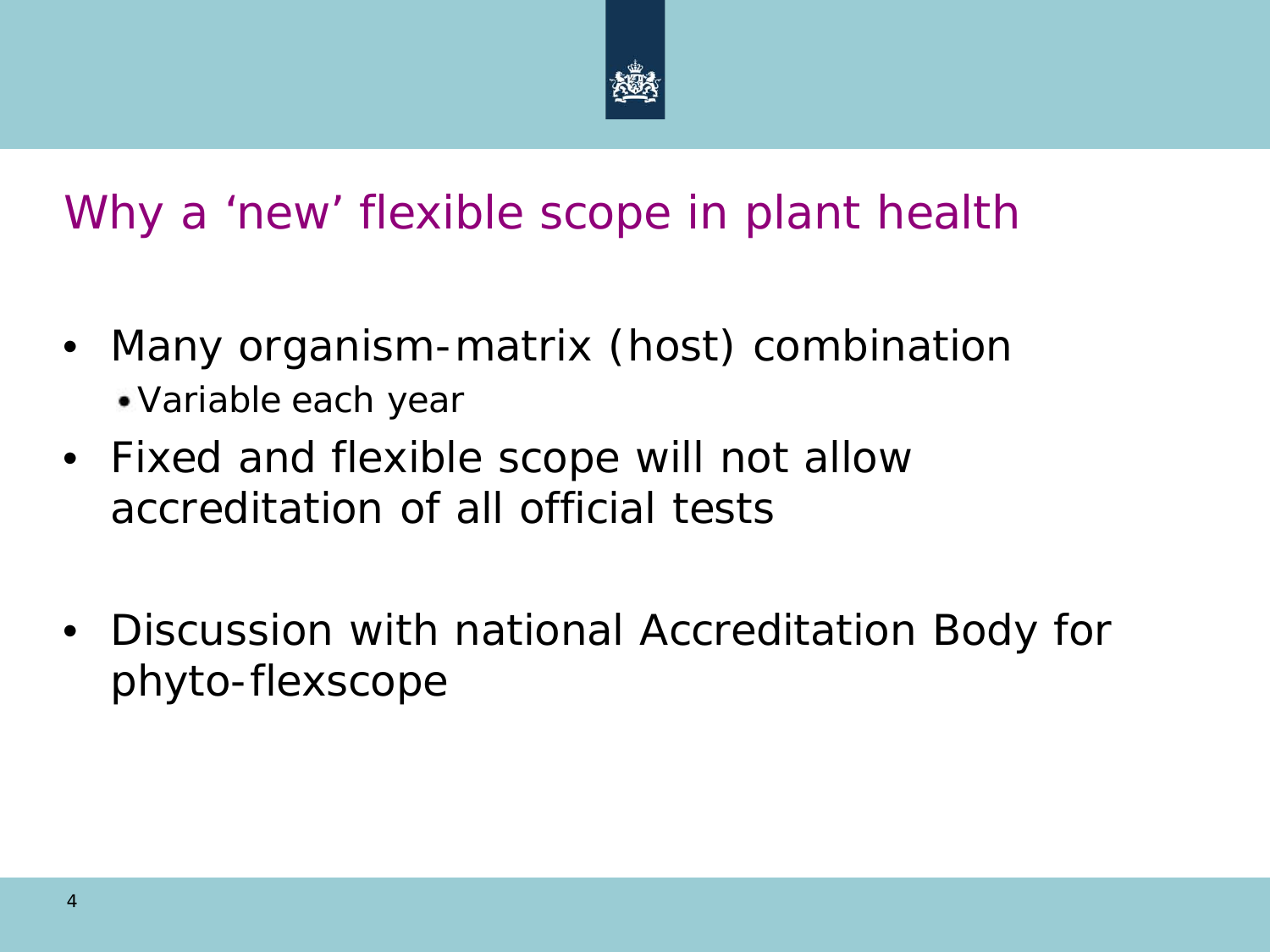# Why a 'new' flexible scope in plant health

- Many organism-matrix (host) combination
  - Variable each year
- Fixed and flexible scope will not allow accreditation of all official tests

- Discussion with national Accreditation Body for phyto-flexscope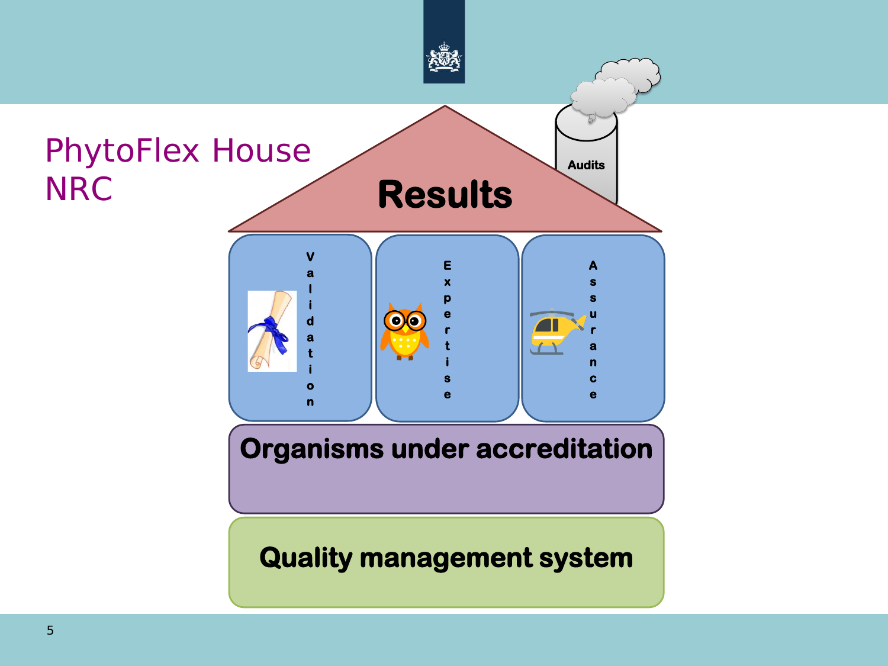# PhytoFlex House NRC

Audits

Results

Validation

Expertise

Assurance

Organisms under accreditation

Quality management system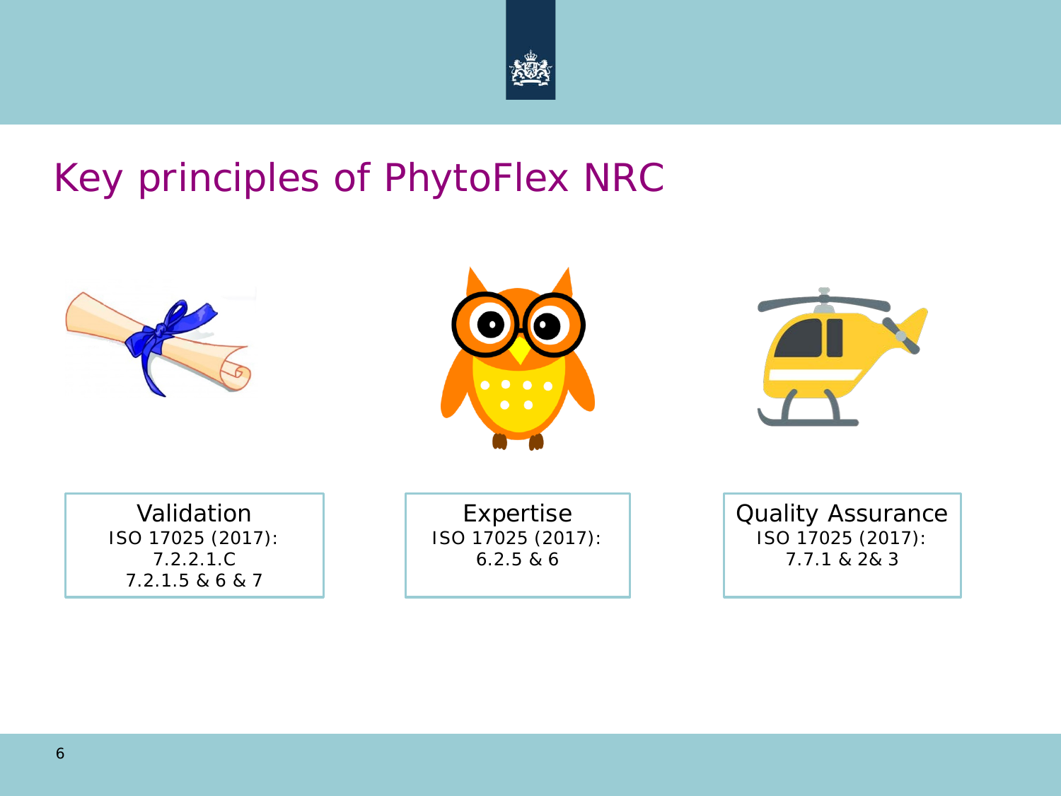# Key principles of PhytoFlex NRC

Validation
ISO 17025 (2017):
7.2.2.1.C
7.2.1.5 & 6 & 7

Expertise
ISO 17025 (2017):
6.2.5 & 6

Quality Assurance
ISO 17025 (2017):
7.7.1 & 2& 3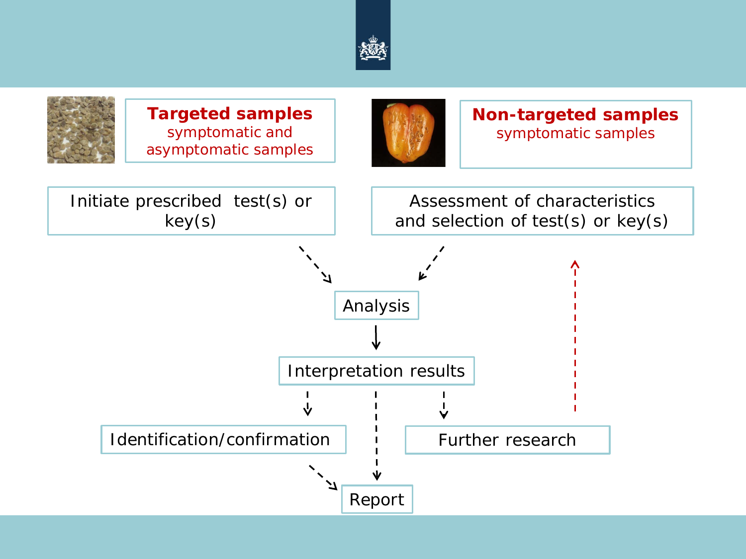**Targeted samples**
symptomatic and asymptomatic samples

**Non-targeted samples**
symptomatic samples

Initiate prescribed test(s) or key(s)

Assessment of characteristics and selection of test(s) or key(s)

Analysis

Interpretation results

Identification/confirmation

Further research

Report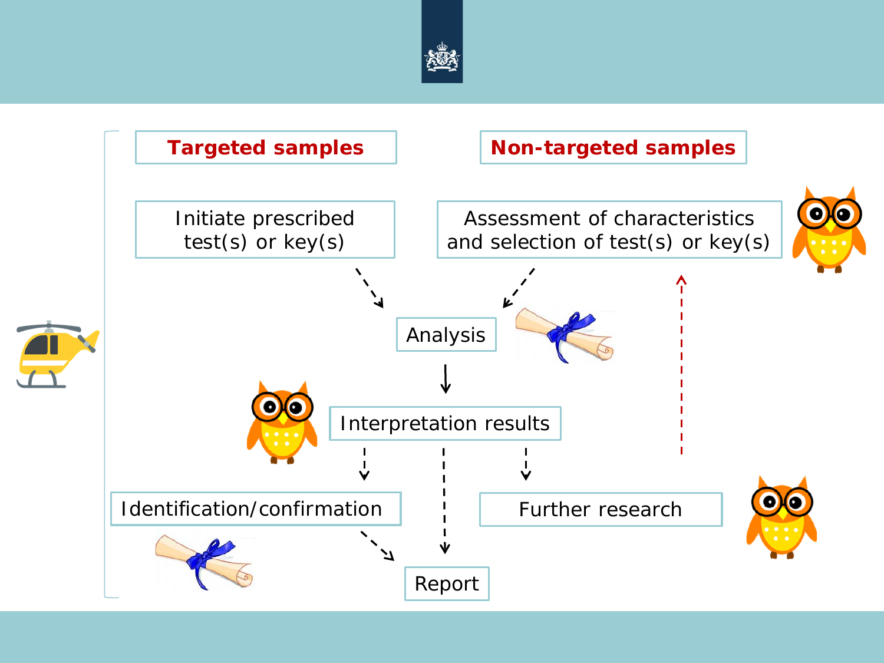Targeted samples

Non-targeted samples

Initiate prescribed test(s) or key(s)

Assessment of characteristics and selection of test(s) or key(s)

Analysis

Interpretation results

Identification/confirmation

Further research

Report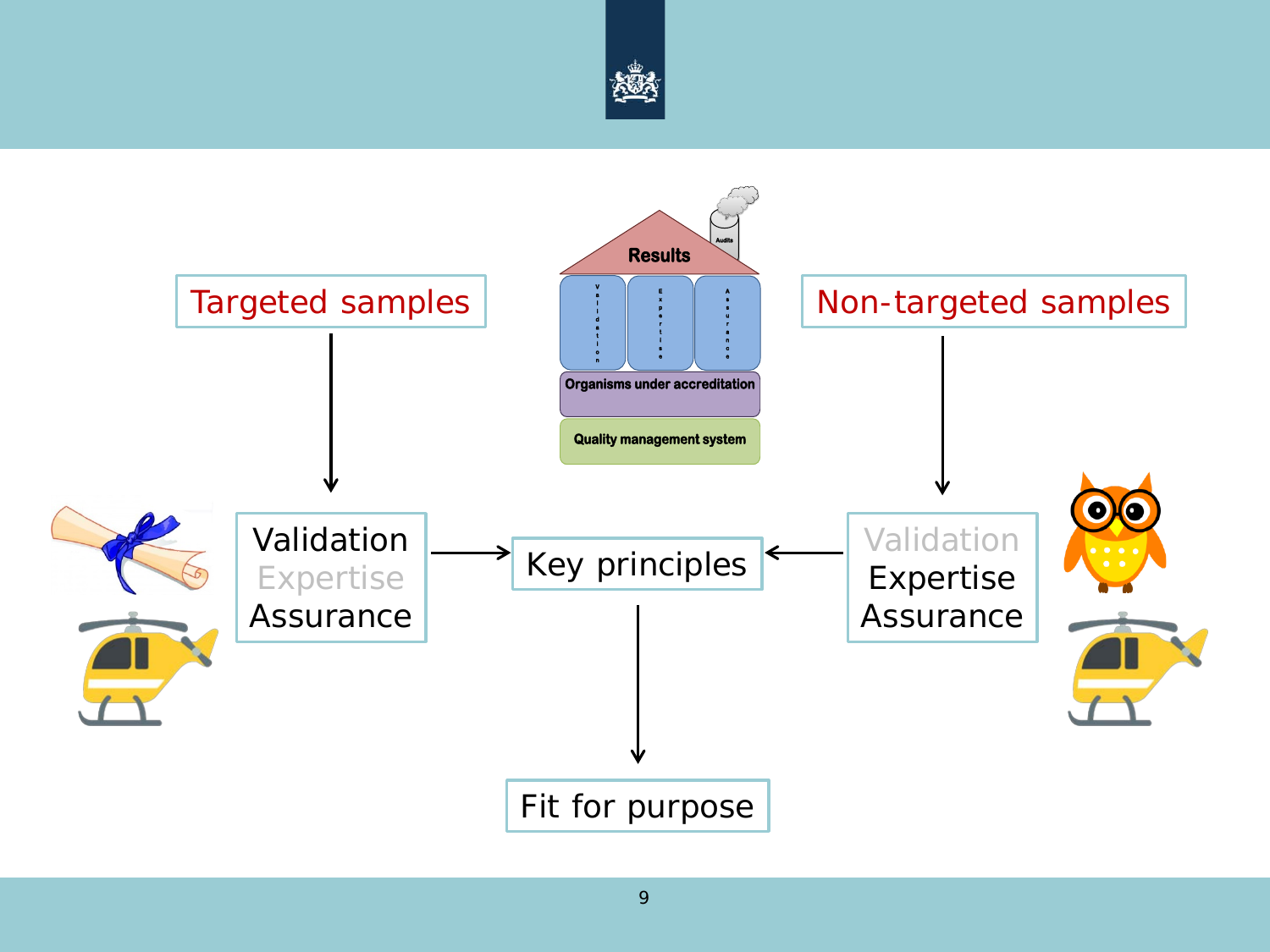Targeted samples

Non-targeted samples

Results

Organisms under accreditation

Quality management system

Validation
Expertise
Assurance

Key principles

Validation
Expertise
Assurance

Fit for purpose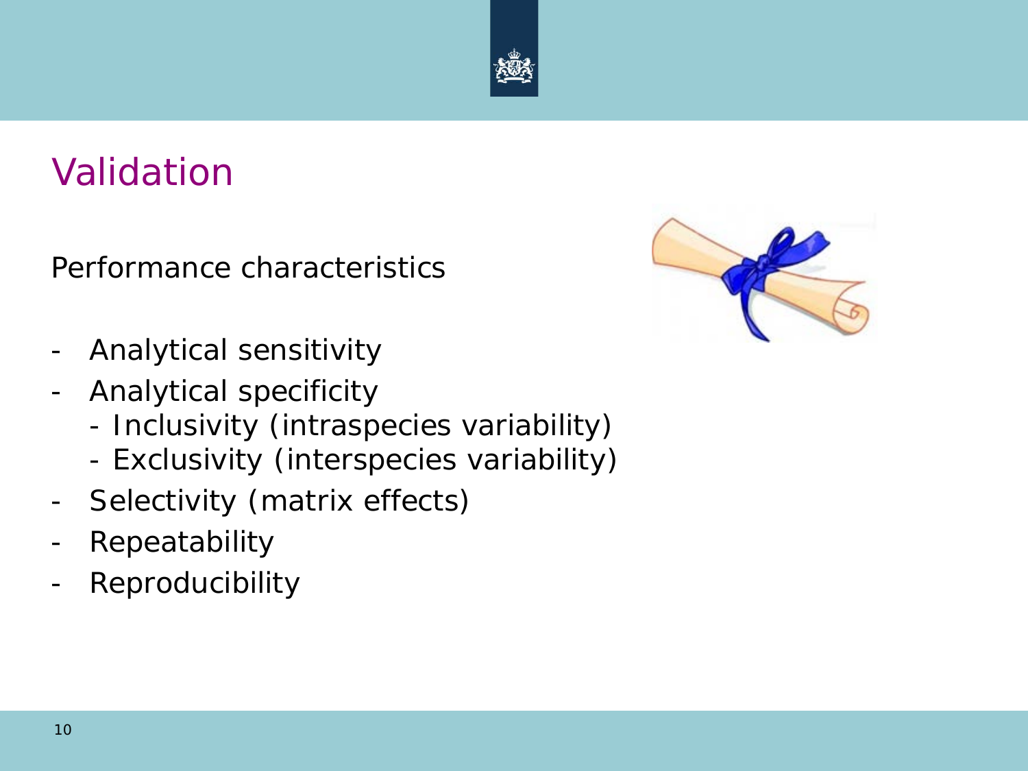# Validation

Performance characteristics

- Analytical sensitivity
- Analytical specificity
  - Inclusivity (intraspecies variability)
  - Exclusivity (interspecies variability)
- Selectivity (matrix effects)
- Repeatability
- Reproducibility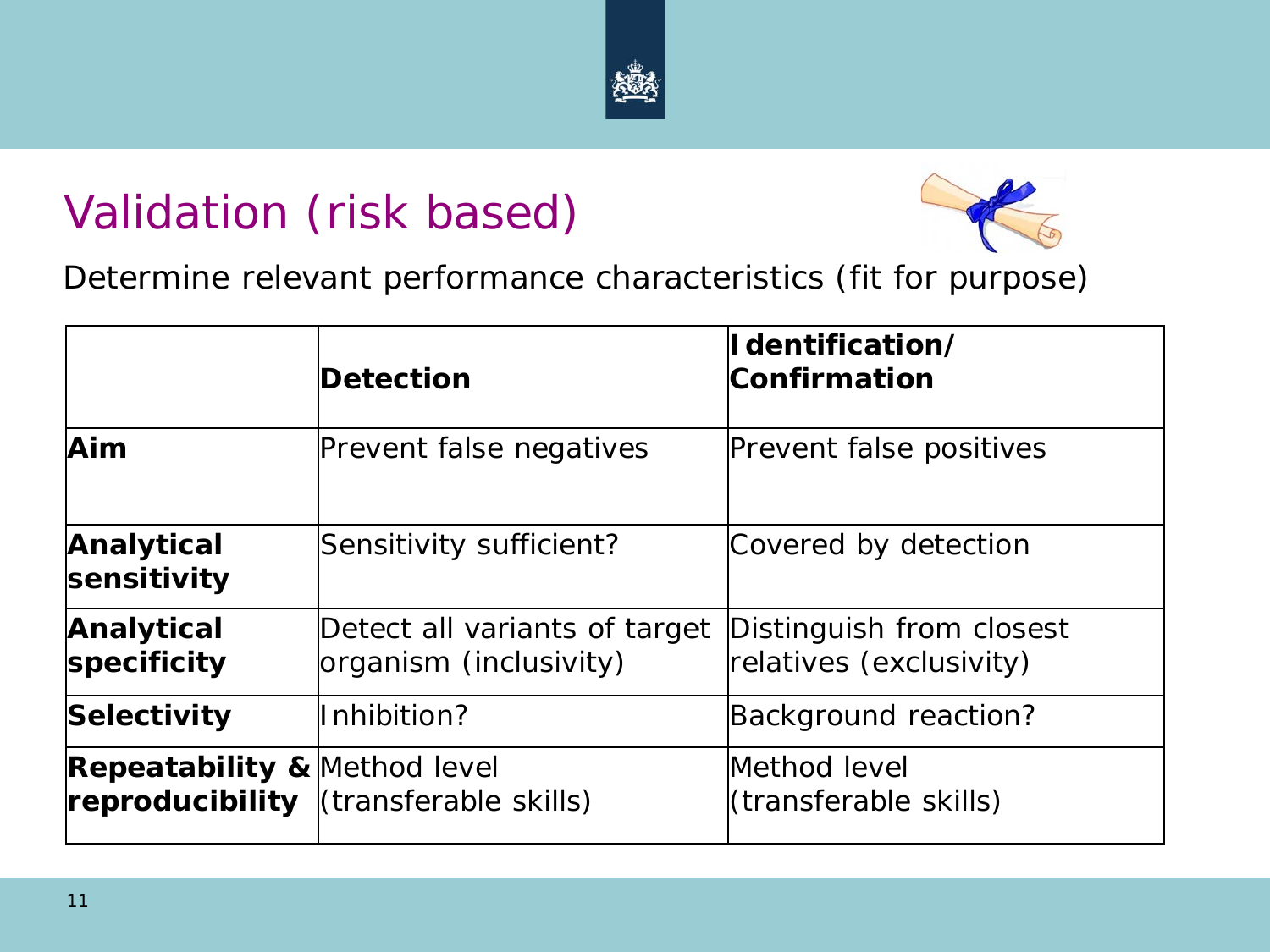# Validation (risk based)

Determine relevant performance characteristics (fit for purpose)

| | **Detection** | **Identification/ Confirmation** |
|---|---|---|
| **Aim** | Prevent false negatives | Prevent false positives |
| **Analytical sensitivity** | Sensitivity sufficient? | Covered by detection |
| **Analytical specificity** | Detect all variants of target organism (inclusivity) | Distinguish from closest relatives (exclusivity) |
| **Selectivity** | Inhibition? | Background reaction? |
| **Repeatability & reproducibility** | Method level (transferable skills) | Method level (transferable skills) |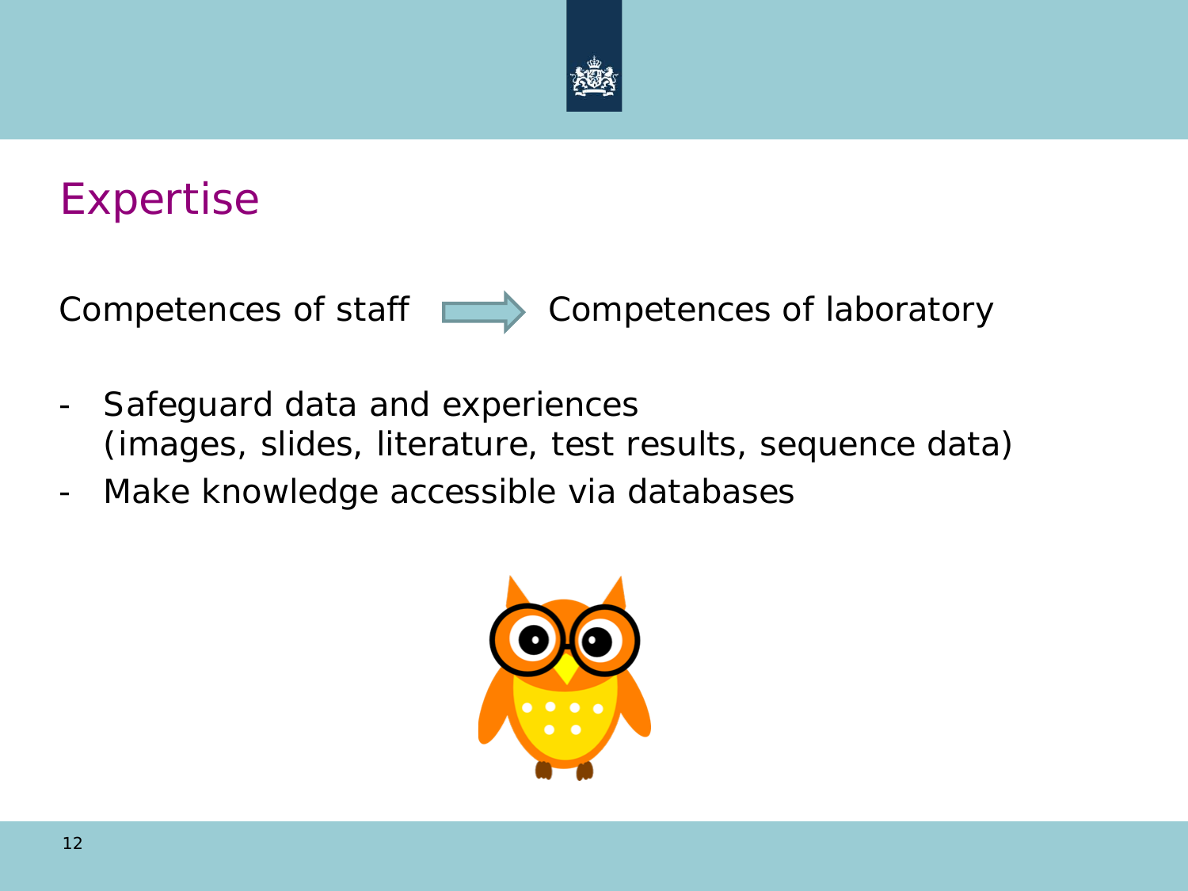# Expertise

Competences of staff → Competences of laboratory

- Safeguard data and experiences (images, slides, literature, test results, sequence data)
- Make knowledge accessible via databases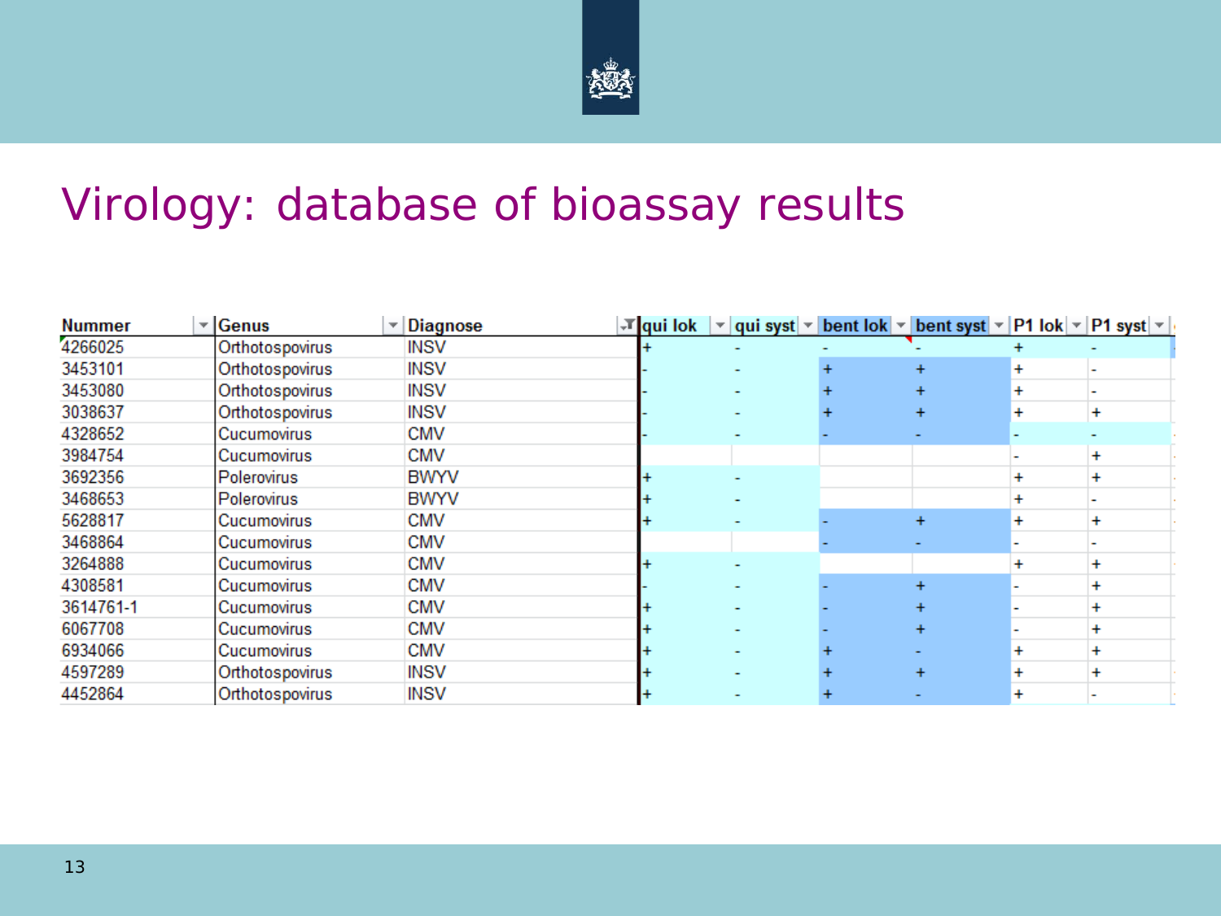# Virology: database of bioassay results

| Nummer | Genus | Diagnose | qui lok | qui syst | bent lok | bent syst | P1 lok | P1 syst |
|---|---|---|---|---|---|---|---|---|
| 4266025 | Orthotospovirus | INSV | + | - | - | - | + | - |
| 3453101 | Orthotospovirus | INSV | - | - | + | + | + | - |
| 3453080 | Orthotospovirus | INSV | - | - | + | + | + | - |
| 3038637 | Orthotospovirus | INSV | - | - | + | + | + | + |
| 4328652 | Cucumovirus | CMV | - | - | - | - | - | - |
| 3984754 | Cucumovirus | CMV | | | | | - | + |
| 3692356 | Polerovirus | BWYV | + | - | | | + | + |
| 3468653 | Polerovirus | BWYV | + | - | | | + | - |
| 5628817 | Cucumovirus | CMV | + | - | - | + | + | + |
| 3468864 | Cucumovirus | CMV | | | - | - | - | - |
| 3264888 | Cucumovirus | CMV | + | - | | | + | + |
| 4308581 | Cucumovirus | CMV | - | - | - | + | - | + |
| 3614761-1 | Cucumovirus | CMV | + | - | - | + | - | + |
| 6067708 | Cucumovirus | CMV | + | - | - | + | - | + |
| 6934066 | Cucumovirus | CMV | + | - | + | - | + | + |
| 4597289 | Orthotospovirus | INSV | + | - | + | + | + | + |
| 4452864 | Orthotospovirus | INSV | + | - | + | - | + | - |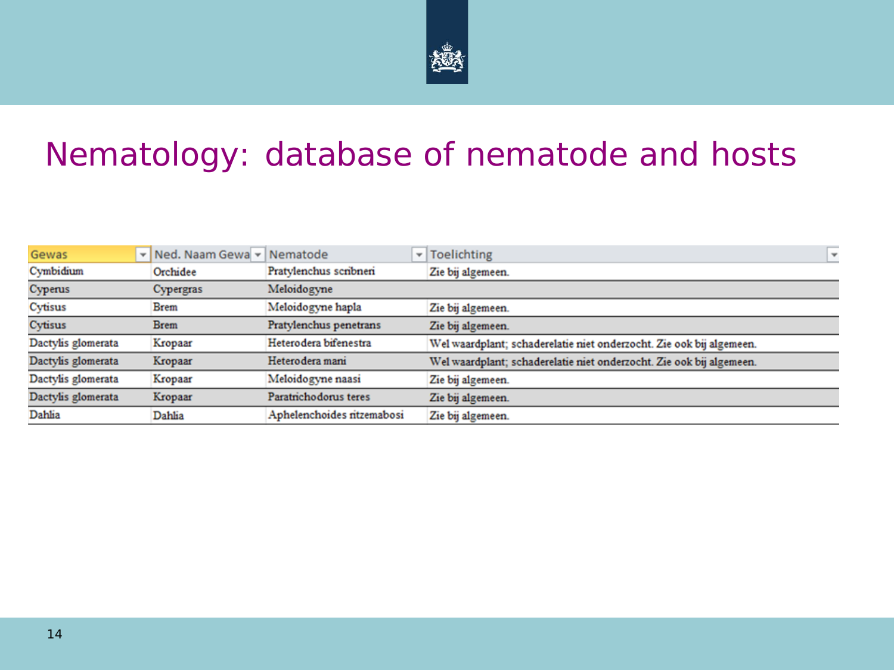# Nematology: database of nematode and hosts

| Gewas | Ned. Naam Gewa | Nematode | Toelichting |
|---|---|---|---|
| Cymbidium | Orchidee | Pratylenchus scribneri | Zie bij algemeen. |
| Cyperus | Cypergras | Meloidogyne | |
| Cytisus | Brem | Meloidogyne hapla | Zie bij algemeen. |
| Cytisus | Brem | Pratylenchus penetrans | Zie bij algemeen. |
| Dactylis glomerata | Kropaar | Heterodera bifenestra | Wel waardplant; schaderelatie niet onderzocht. Zie ook bij algemeen. |
| Dactylis glomerata | Kropaar | Heterodera mani | Wel waardplant; schaderelatie niet onderzocht. Zie ook bij algemeen. |
| Dactylis glomerata | Kropaar | Meloidogyne naasi | Zie bij algemeen. |
| Dactylis glomerata | Kropaar | Paratrichodorus teres | Zie bij algemeen. |
| Dahlia | Dahlia | Aphelenchoides ritzemabosi | Zie bij algemeen. |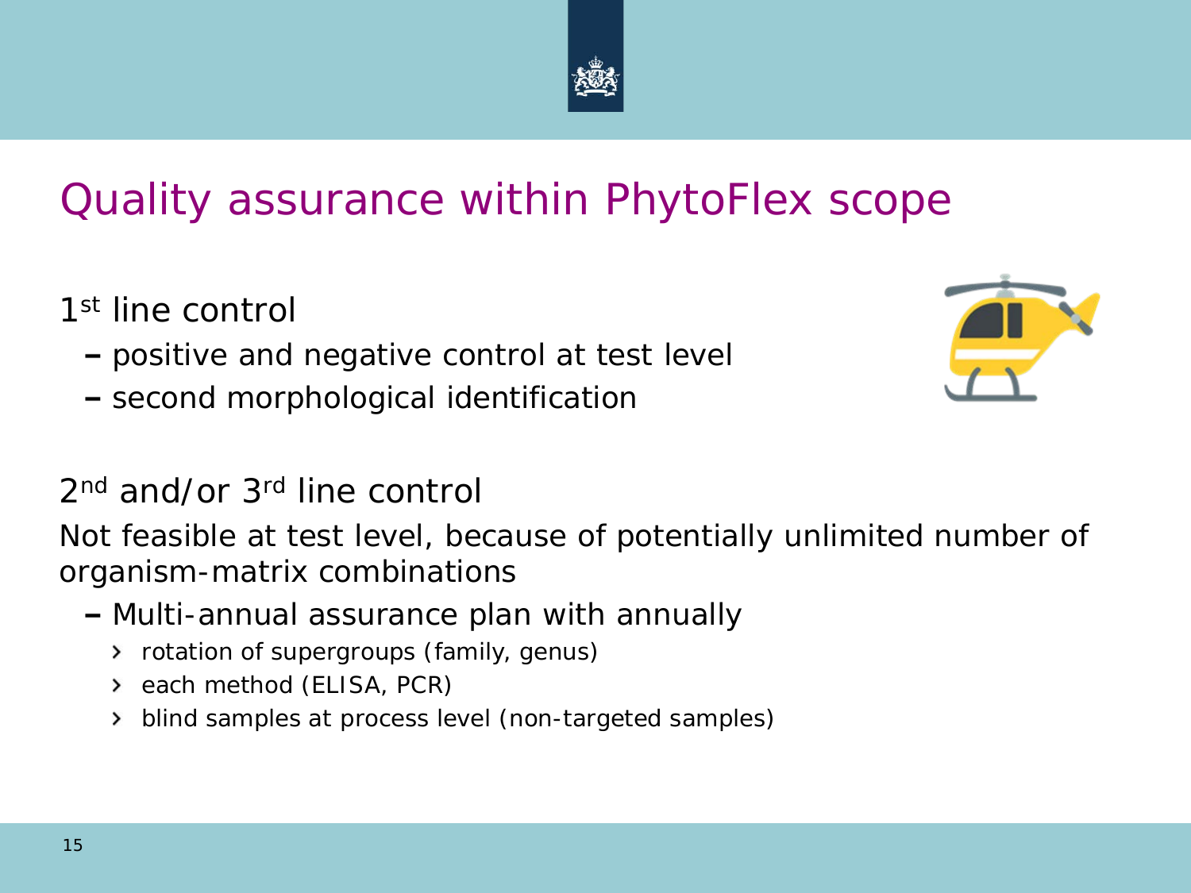# Quality assurance within PhytoFlex scope

1st line control

- positive and negative control at test level
- second morphological identification

2nd and/or 3rd line control

Not feasible at test level, because of potentially unlimited number of organism-matrix combinations

- Multi-annual assurance plan with annually
  - rotation of supergroups (family, genus)
  - each method (ELISA, PCR)
  - blind samples at process level (non-targeted samples)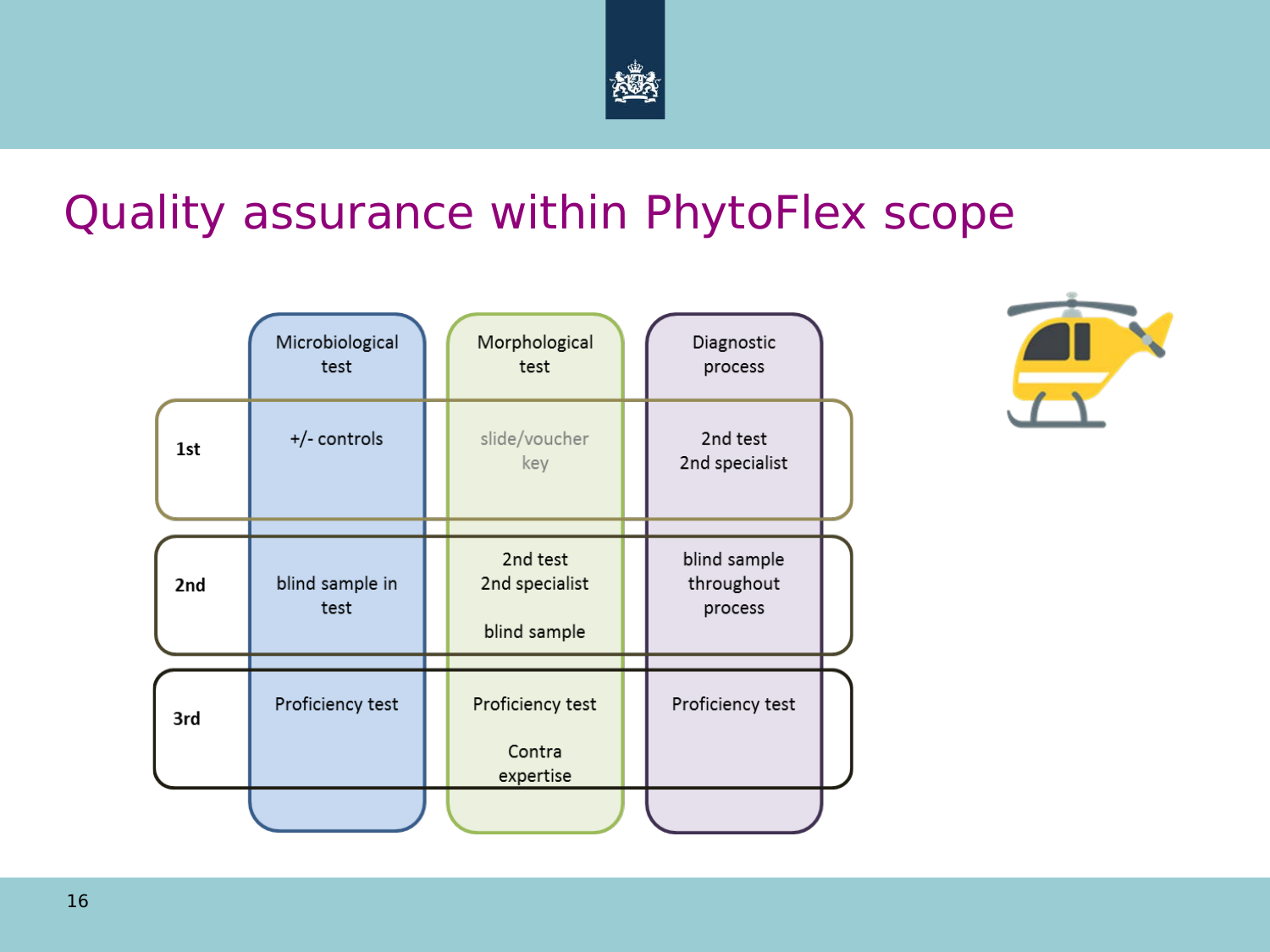# Quality assurance within PhytoFlex scope

| | Microbiological test | Morphological test | Diagnostic process |
|---|---|---|---|
| **1st** | +/- controls | slide/voucher key | 2nd test<br>2nd specialist |
| **2nd** | blind sample in test | 2nd test<br>2nd specialist<br><br>blind sample | blind sample throughout process |
| **3rd** | Proficiency test | Proficiency test<br><br>Contra expertise | Proficiency test |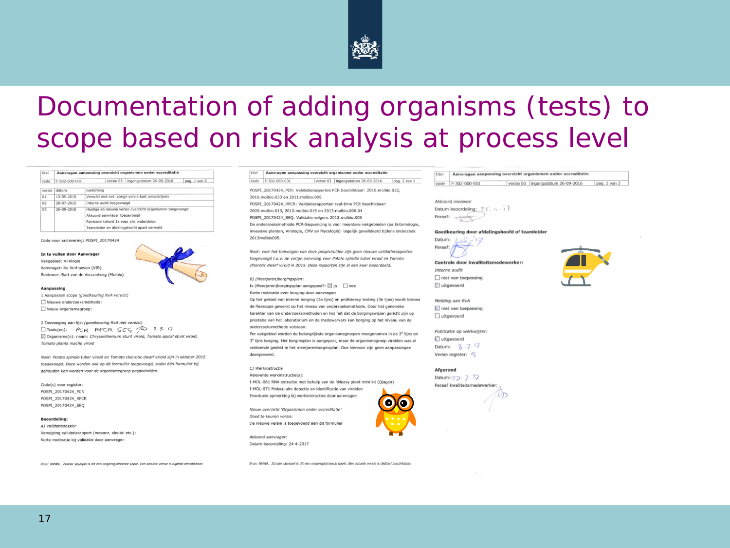# Documentation of adding organisms (tests) to scope based on risk analysis at process level

| titel | Aanvragen aanpassing overzicht organismen onder accreditatie | | |
|---|---|---|---|
| code | F-302-000-001 | versie 03 ingangsdatum 26-09-2016 | pag. 1 van 3 |

| versie | datum | toelichting |
|---|---|---|
| 01 | 13-05-2015 | Verschil met evt. vorige versie kort omschrijven |
| 02 | 29-07-2015 | Interne audit toegevoegd |
| 03 | 26-09-2016 | Huidige en nieuwe versie overzicht organismen toegevoegd<br>Akkoord aanvrager toegevoegd<br>Reviewer tekent 1x voor alle onderdelen<br>Teamleider en afdelingshoofd apart vermeld |

Code voor archivering: POSPI_20170424

**In te vullen door Aanvrager**

Vakgebied: Virologie
Aanvrager: Ko Verhoeven (VIR)
Reviewer: Bart van de Vossenberg (Molbio)

**Aanpassing**

1 Aanpassen scope *(goedkeuring RvA vereist)*
☐ Nieuwe onderzoeksmethode:
☐ Nieuw organismegroep:

2 Toevoeging aan lijst *(goedkeuring RvA niet vereist)*
☐ Toets(en): PCR RPCR SEQ 2-5-17
☒ Organisme(n): naam: *Chrysanthemum stunt viroid, Tomato apical stunt viroid, Tomato planta macho viroid*

*Noot: Potato spindle tuber viroid en Tomato chlorotic dwarf viroid zijn in oktober 2015 toegevoegd. Deze worden ook op dit formulier toegevoegd, zodat één formulier bij gehouden kan worden voor de organismegroep pospiviroïden.*

Code(s) voor register:
POSPI_20170424_PCR
POSPI_20170424_RPCR
POSPI_20170424_SEQ

**Beoordeling:**

*A) Validatiedossier*
Verwijzing validatierapport (movanr, sleutel etc.):
Korte motivatie bij validatie door aanvrager:

*Bron: NVWA. Zonder stempel is dit een ongeregistreerde kopie. Een actuele versie is digitaal beschikbaar.*

| titel | Aanvragen aanpassing overzicht organismen onder accreditatie | | |
|---|---|---|---|
| code | F-302-000-001 | versie 03 ingangsdatum 26-09-2016 | pag. 2 van 3 |

POSPI_20170424_PCR: Validatierapporten PCR beschikbaar: 2010.molbio.032, 2010.molbio.033 en 2011.molbio.006
POSPI_20170424_RPCR: Validatierapporten real-time PCR beschikbaar: 2009.molbio.013, 2010.molbio.015 en 2013.molbio.006.04
POSPI_20170424_SEQ: Validatie volgens 2013.molbio.005
De onderzoeksmethode PCR-Sequencing is voor meerdere vakgebieden (oa Entomologie, invasieve planten, Virologie, CMV en Mycologie) tegelijk gevalideerd tijdens onderzoek 2013molbio005.

*Noot: voor het toevoegen van deze pospiviroïden zijn geen nieuwe validatierapporten toegevoegd t.o.v. de vorige aanvraag voor Potato spindle tuber viroid en Tomato chlorotic dwarf viroid in 2015. Deze rapporten zijn al een keer beoordeeld.*

*B) (Meerjaren)borgingsplan:*
Is (Meerjaren)borgingsplan aangepast?: ☒ ja ☐ nee
Korte motivatie over borging door aanvrager:
Op het gebied van interne borging (2e lijns) en proficiency testing (3e lijns) wordt binnen de flexscope gewerkt op het niveau van onderzoeksmethode. Door het generieke karakter van de onderzoeksmethoden en het feit dat de borgingswijzen gericht zijn op prestatie van het laboratorium en de medewerkers kan borging op het niveau van de onderzoeksmethode volstaan.
Per vakgebied worden de belangrijkste organismegroepen meegenomen in de 2e lijns en 3e lijns borging. Het borginsplan is aangepast, maar de organismegroep viroïden was al voldoende gedekt in het meerjarenborginsplan. Dus hiervoor zijn geen aanpassingen doorgevoerd.

*C) Werkinstructie*
Relevante werkinstructie(s):
I-MOL-061 RNA extractie met behulp van de RNeasy plant mini kit (Qiagen)
I-MOL-071 Moleculaire detectie en identificatie van viroïden
Eventuele opmerking bij werkinstructies door aanvrager:

*Nieuw overzicht 'Organismen onder accreditatie'*
*Goed te keuren versie:*
De nieuwe versie is toegevoegd aan dit formulier

*Akkoord aanvrager:*
Datum beoordeling: 24-4-2017

*Bron: NVWA. Zonder stempel is dit een ongeregistreerde kopie. Een actuele versie is digitaal beschikbaar.*

| titel | Aanvragen aanpassing overzicht organismen onder accreditatie | | |
|---|---|---|---|
| code | F-302-000-001 | versie 03 ingangsdatum 26-09-2016 | pag. 3 van 3 |

*Akkoord reviewer*
Datum beoordeling: 25-4-17
Paraaf:

**Goedkeuring door afdelingshoofd of teamleider**
Datum: 2-5-17
Paraaf:

**Controle door kwaliteitsmedewerker:**
*Interne audit*
☐ niet van toepassing
☒ uitgevoerd

*Melding aan RvA*
☒ niet van toepassing
☐ uitgevoerd

*Publicatie op werkwijzer:*
☒ uitgevoerd
Datum: 3-7-17
Versie register: 5

**Afgerond**
Datum: 7-7-17
Paraaf kwaliteitsmedewerker: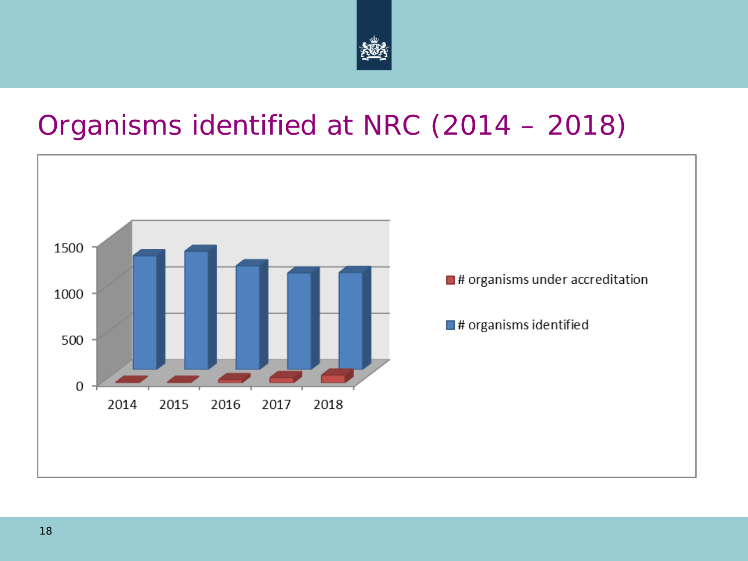# Organisms identified at NRC (2014 – 2018)

1500
1000
500
0

2014 2015 2016 2017 2018

# organisms under accreditation

# organisms identified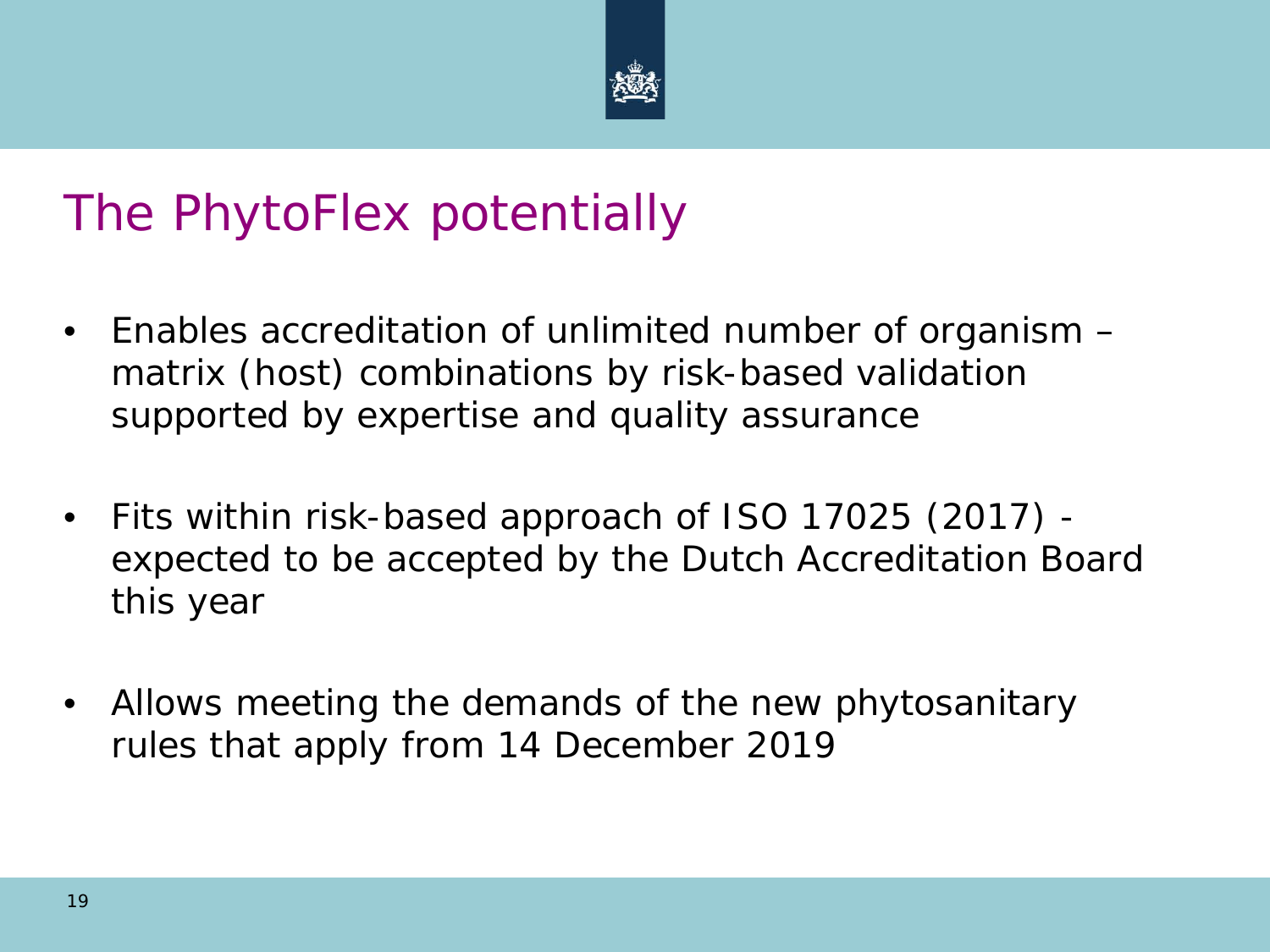# The PhytoFlex potentially

- Enables accreditation of unlimited number of organism – matrix (host) combinations by risk-based validation supported by expertise and quality assurance

- Fits within risk-based approach of ISO 17025 (2017) - expected to be accepted by the Dutch Accreditation Board this year

- Allows meeting the demands of the new phytosanitary rules that apply from 14 December 2019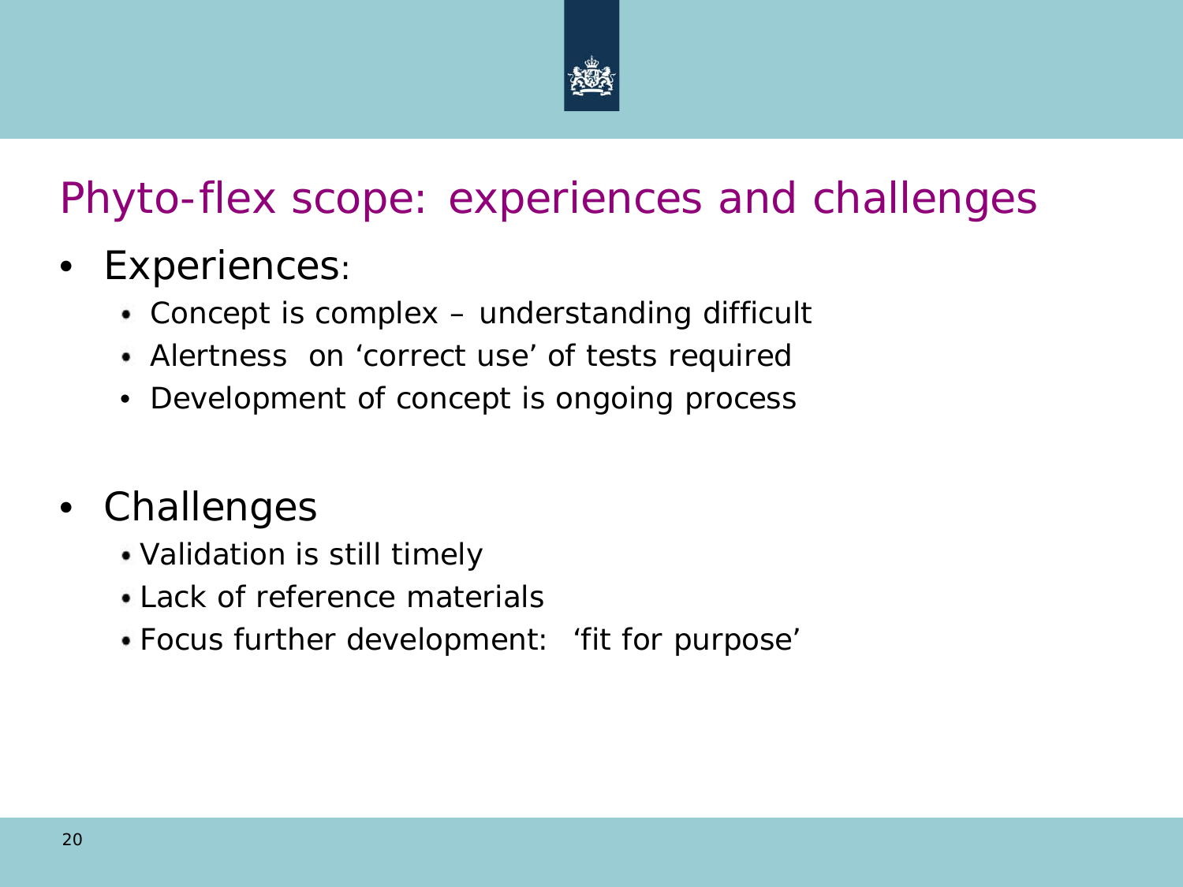# Phyto-flex scope: experiences and challenges

- Experiences:
  - Concept is complex – understanding difficult
  - Alertness  on 'correct use' of tests required
  - Development of concept is ongoing process

- Challenges
  - Validation is still timely
  - Lack of reference materials
  - Focus further development:  'fit for purpose'